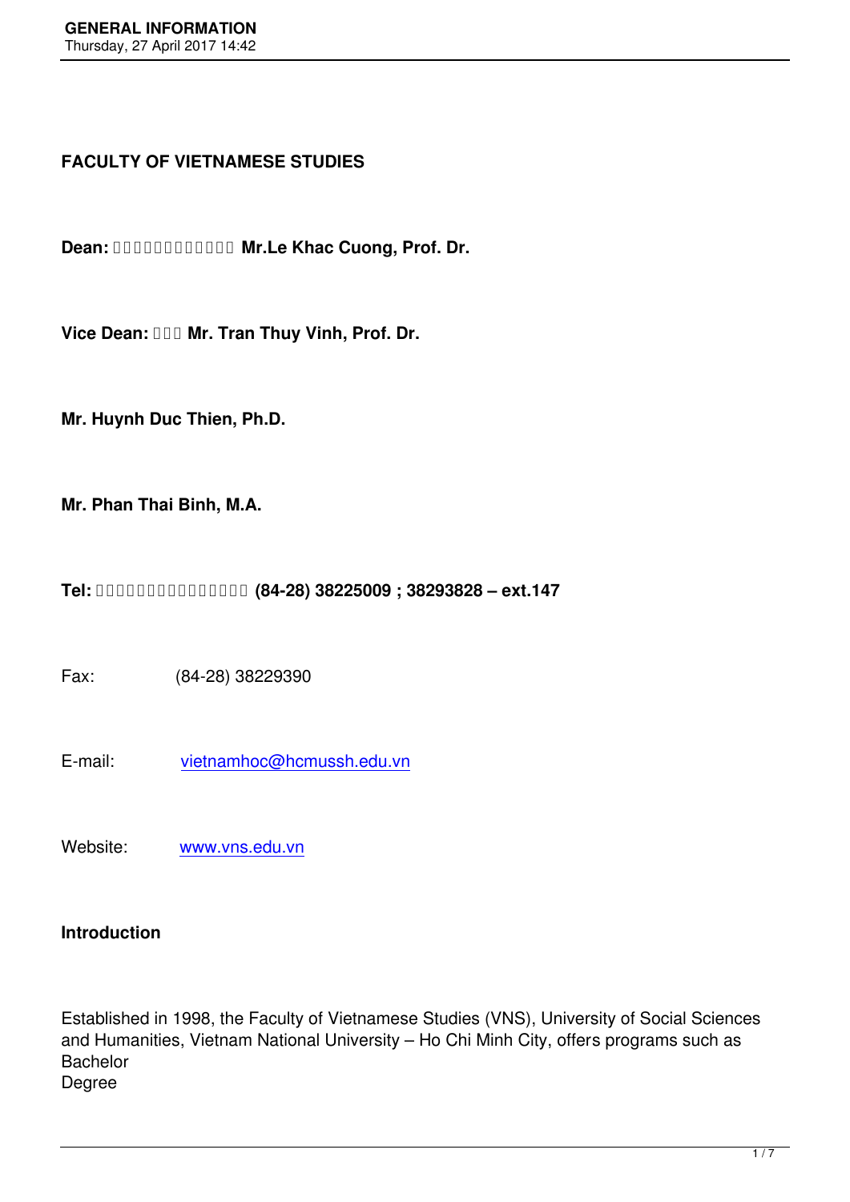**FACULTY OF VIETNAMESE STUDIES**

**Dean: Mr.Le Khac Cuong, Prof. Dr.**

**Vice Dean: Mr. Tran Thuy Vinh, Prof. Dr.**

**Mr. Huynh Duc Thien, Ph.D.**

**Mr. Phan Thai Binh, M.A.**

**Tel: (84-28) 38225009 ; 38293828 – ext.147**

Fax: (84-28) 38229390

E-mail: vietnamhoc@hcmussh.edu.vn

Website: www.vns.edu.vn

**Introduction**

Established in 1998, the Faculty of Vietnamese Studies (VNS), University of Social Sciences and Humanities, Vietnam National University – Ho Chi Minh City, offers programs such as Bachelor Degree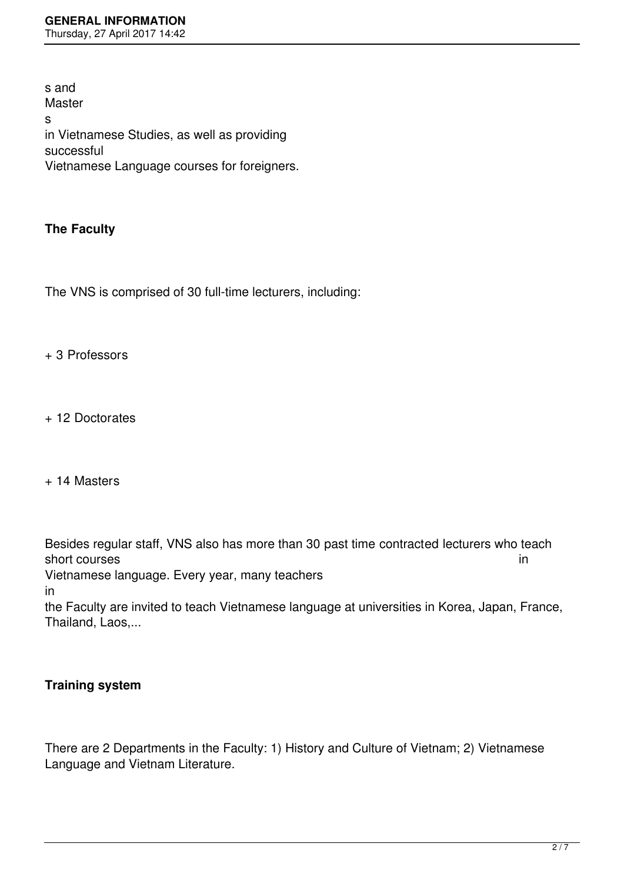s and Masters in Vietnamese Studies, as well as providing successful Vietnamese Language courses for foreigners.

**The Faculty**

The VNS is comprised of 30 full-time lecturers, including:

+ 3 Professors

+ 12 Doctorates

+ 14 Masters

Besides regular staff, VNS also has more than 30 past time contracted lecturers who teach short courses in Vietnamese language. Every year, many teachers in the Faculty are invited to teach Vietnamese language at universities in Korea, Japan, France, Thailand, Laos,...

**Training system**

There are 2 Departments in the Faculty: 1) History and Culture of Vietnam; 2) Vietnamese Language and Vietnam Literature.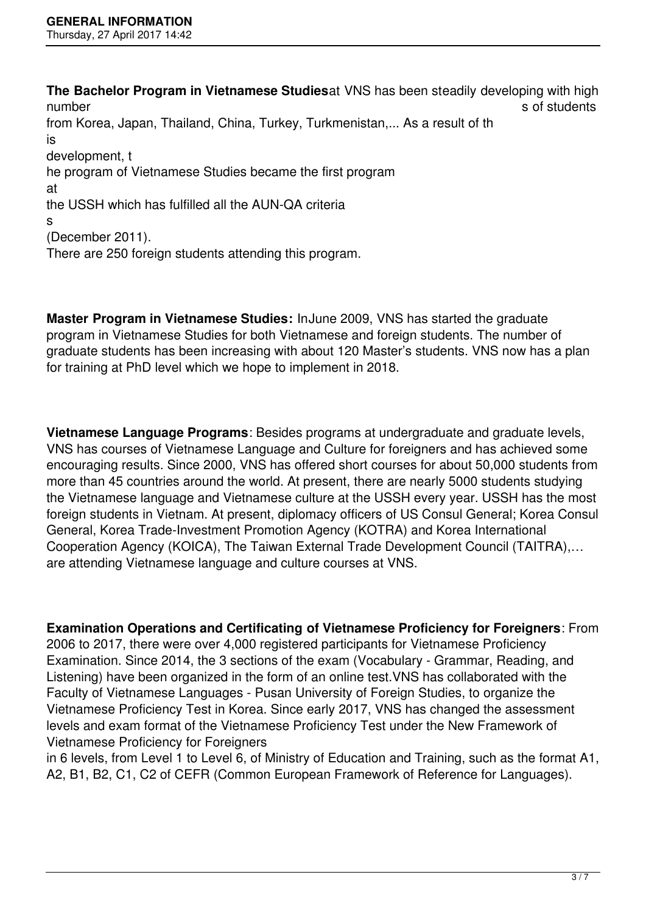**The Bachelor Program in Vietnamese Studies**at VNS has been steadily developing with high numbers of students from Korea, Japan, Thailand, China, Turkey, Turkmenistan,... As a result of this development, the program of Vietnamese Studies became the first program at the USSH which has fulfilled all the AUN-QA criterias (December 2011). There are 250 foreign students attending this program.

**Master Program in Vietnamese Studies:** InJune 2009, VNS has started the graduate program in Vietnamese Studies for both Vietnamese and foreign students. The number of graduate students has been increasing with about 120 Master's students. VNS now has a plan for training at PhD level which we hope to implement in 2018.

**Vietnamese Language Programs**: Besides programs at undergraduate and graduate levels, VNS has courses of Vietnamese Language and Culture for foreigners and has achieved some encouraging results. Since 2000, VNS has offered short courses for about 50,000 students from more than 45 countries around the world. At present, there are nearly 5000 students studying the Vietnamese language and Vietnamese culture at the USSH every year. USSH has the most foreign students in Vietnam. At present, diplomacy officers of US Consul General; Korea Consul General, Korea Trade-Investment Promotion Agency (KOTRA) and Korea International Cooperation Agency (KOICA), The Taiwan External Trade Development Council (TAITRA),… are attending Vietnamese language and culture courses at VNS.

**Examination Operations and Certificating of Vietnamese Proficiency for Foreigners**: From 2006 to 2017, there were over 4,000 registered participants for Vietnamese Proficiency Examination. Since 2014, the 3 sections of the exam (Vocabulary - Grammar, Reading, and Listening) have been organized in the form of an online test.VNS has collaborated with the Faculty of Vietnamese Languages - Pusan University of Foreign Studies, to organize the Vietnamese Proficiency Test in Korea. Since early 2017, VNS has changed the assessment levels and exam format of the Vietnamese Proficiency Test under the New Framework of Vietnamese Proficiency for Foreigners in 6 levels, from Level 1 to Level 6, of Ministry of Education and Training, such as the format A1, A2, B1, B2, C1, C2 of CEFR (Common European Framework of Reference for Languages).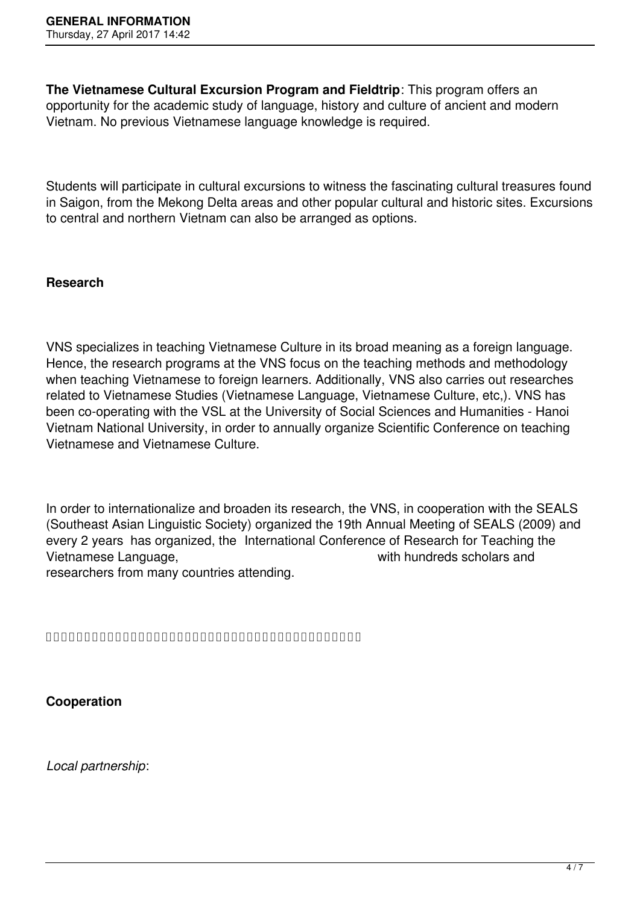**The Vietnamese Cultural Excursion Program and Fieldtrip**: This program offers an opportunity for the academic study of language, history and culture of ancient and modern Vietnam. No previous Vietnamese language knowledge is required.

Students will participate in cultural excursions to witness the fascinating cultural treasures found in Saigon, from the Mekong Delta areas and other popular cultural and historic sites. Excursions to central and northern Vietnam can also be arranged as options.

**Research**

VNS specializes in teaching Vietnamese Culture in its broad meaning as a foreign language. Hence, the research programs at the VNS focus on the teaching methods and methodology when teaching Vietnamese to foreign learners. Additionally, VNS also carries out researches related to Vietnamese Studies (Vietnamese Language, Vietnamese Culture, etc,). VNS has been co-operating with the VSL at the University of Social Sciences and Humanities - Hanoi Vietnam National University, in order to annually organize Scientific Conference on teaching Vietnamese and Vietnamese Culture.

In order to internationalize and broaden its research, the VNS, in cooperation with the SEALS (Southeast Asian Linguistic Society) organized the 19th Annual Meeting of SEALS (2009) and every 2 years has organized, the International Conference of Research for Teaching the Vietnamese Language, with hundreds scholars and researchers from many countries attending.

**Cooperation**

*Local partnership*: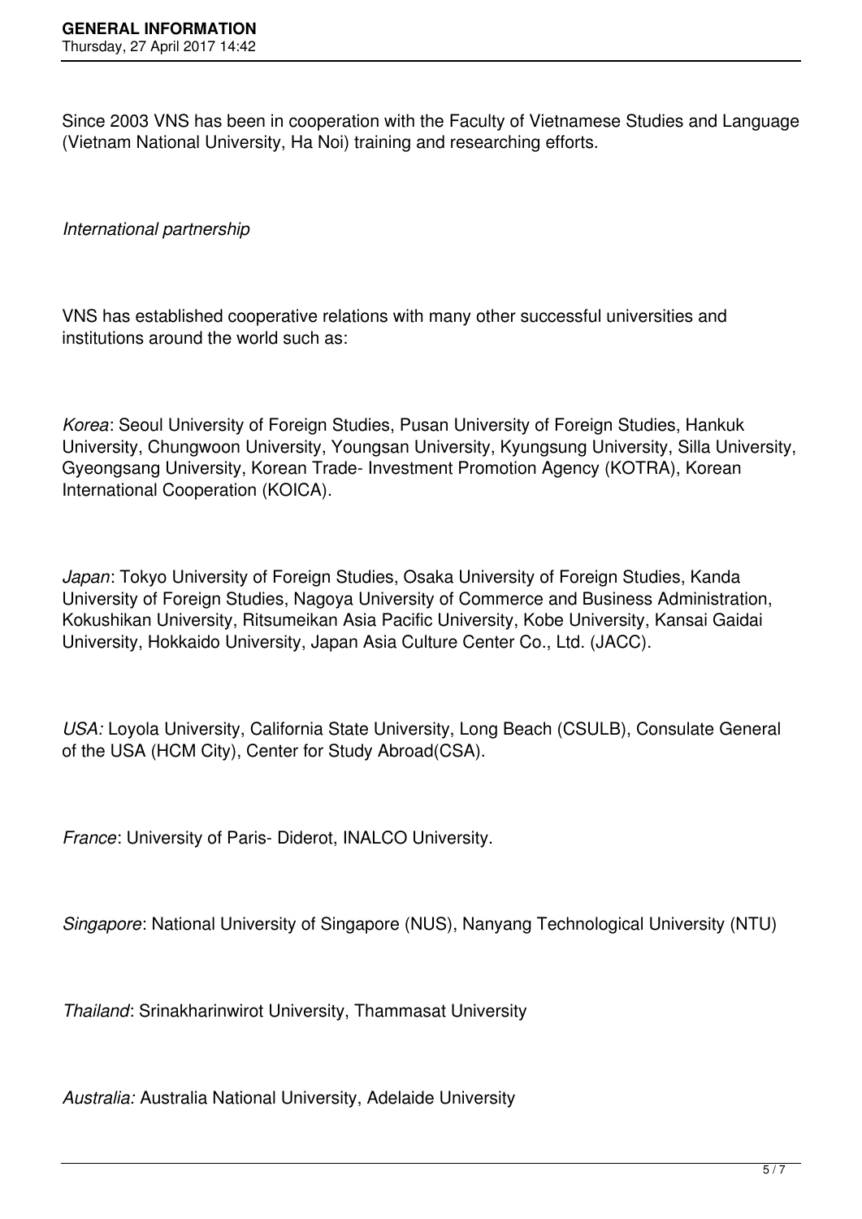Since 2003 VNS has been in cooperation with the Faculty of Vietnamese Studies and Language (Vietnam National University, Ha Noi) training and researching efforts.

*International partnership*

VNS has established cooperative relations with many other successful universities and institutions around the world such as:

*Korea*: Seoul University of Foreign Studies, Pusan University of Foreign Studies, Hankuk University, Chungwoon University, Youngsan University, Kyungsung University, Silla University, Gyeongsang University, Korean Trade- Investment Promotion Agency (KOTRA), Korean International Cooperation (KOICA).

*Japan*: Tokyo University of Foreign Studies, Osaka University of Foreign Studies, Kanda University of Foreign Studies, Nagoya University of Commerce and Business Administration, Kokushikan University, Ritsumeikan Asia Pacific University, Kobe University, Kansai Gaidai University, Hokkaido University, Japan Asia Culture Center Co., Ltd. (JACC).

*USA:* Loyola University, California State University, Long Beach (CSULB), Consulate General of the USA (HCM City), Center for Study Abroad(CSA).

*France*: University of Paris- Diderot, INALCO University.

*Singapore*: National University of Singapore (NUS), Nanyang Technological University (NTU)

*Thailand*: Srinakharinwirot University, Thammasat University

*Australia:* Australia National University, Adelaide University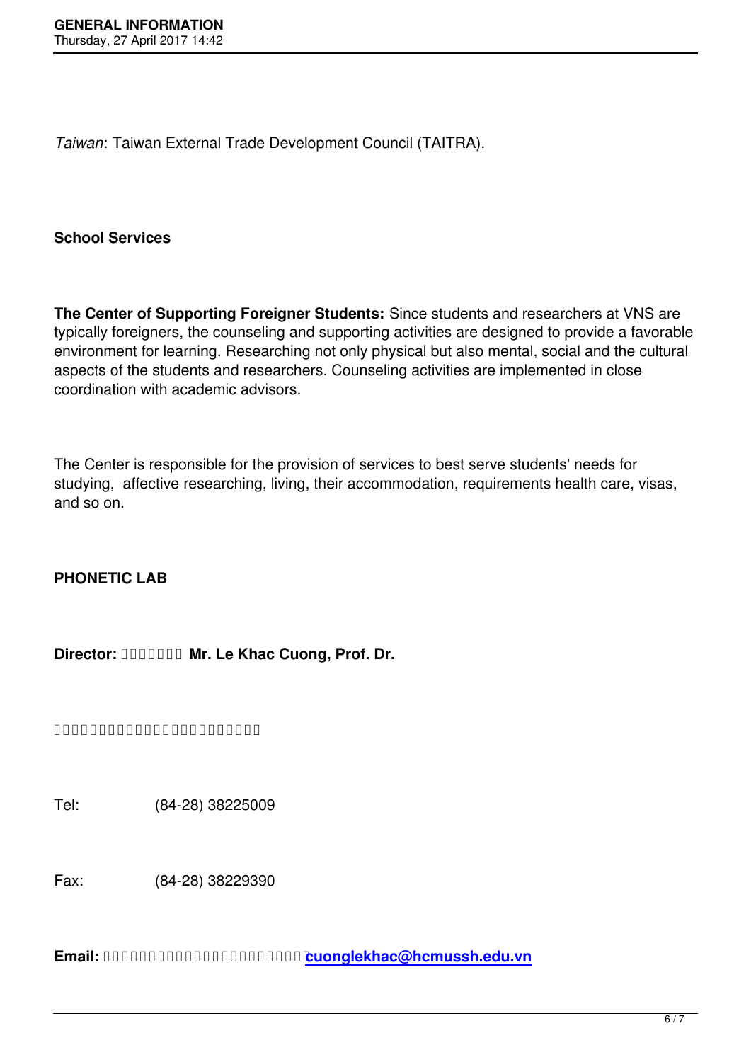*Taiwan*: Taiwan External Trade Development Council (TAITRA).

**School Services**

**The Center of Supporting Foreigner Students:** Since students and researchers at VNS are typically foreigners, the counseling and supporting activities are designed to provide a favorable environment for learning. Researching not only physical but also mental, social and the cultural aspects of the students and researchers. Counseling activities are implemented in close coordination with academic advisors.

The Center is responsible for the provision of services to best serve students' needs for studying,  affective researching, living, their accommodation, requirements health care, visas, and so on.

**PHONETIC LAB**

**Director: Mr. Le Khac Cuong, Prof. Dr.**

Tel:            (84-28) 38225009

Fax:           (84-28) 38229390

**Email: cuonglekhac@hcmussh.edu.vn**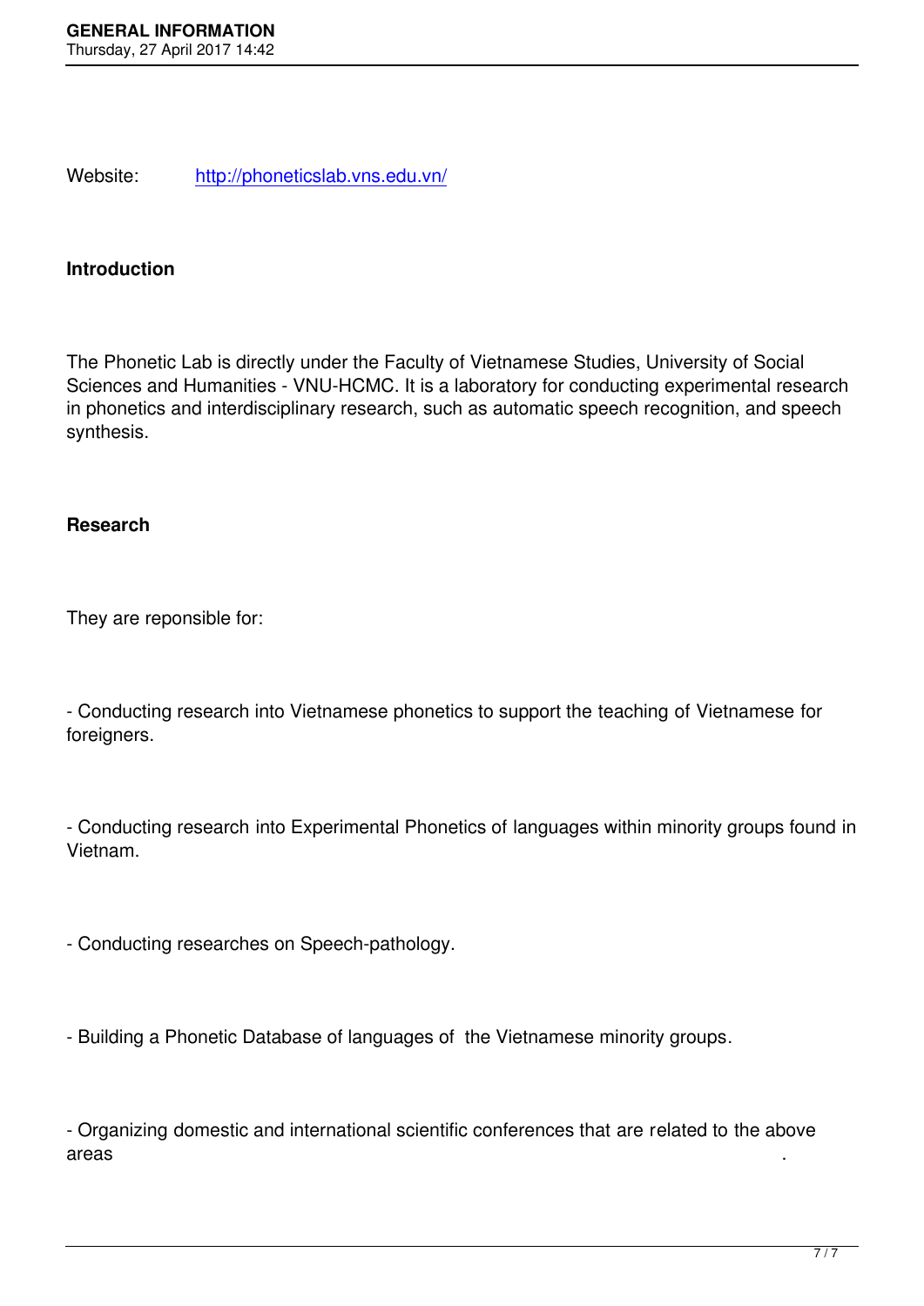Website: http://phoneticslab.vns.edu.vn/

## Introduction

The Phonetic Lab is directly under the Faculty of Vietnamese Studies, University of Social Sciences and Humanities - VNU-HCMC. It is a laboratory for conducting experimental research in phonetics and interdisciplinary research, such as automatic speech recognition, and speech synthesis.

## Research

They are reponsible for:

- Conducting research into Vietnamese phonetics to support the teaching of Vietnamese for foreigners.

- Conducting research into Experimental Phonetics of languages within minority groups found in Vietnam.

- Conducting researches on Speech-pathology.

- Building a Phonetic Database of languages of the Vietnamese minority groups.

- Organizing domestic and international scientific conferences that are related to the above areas.